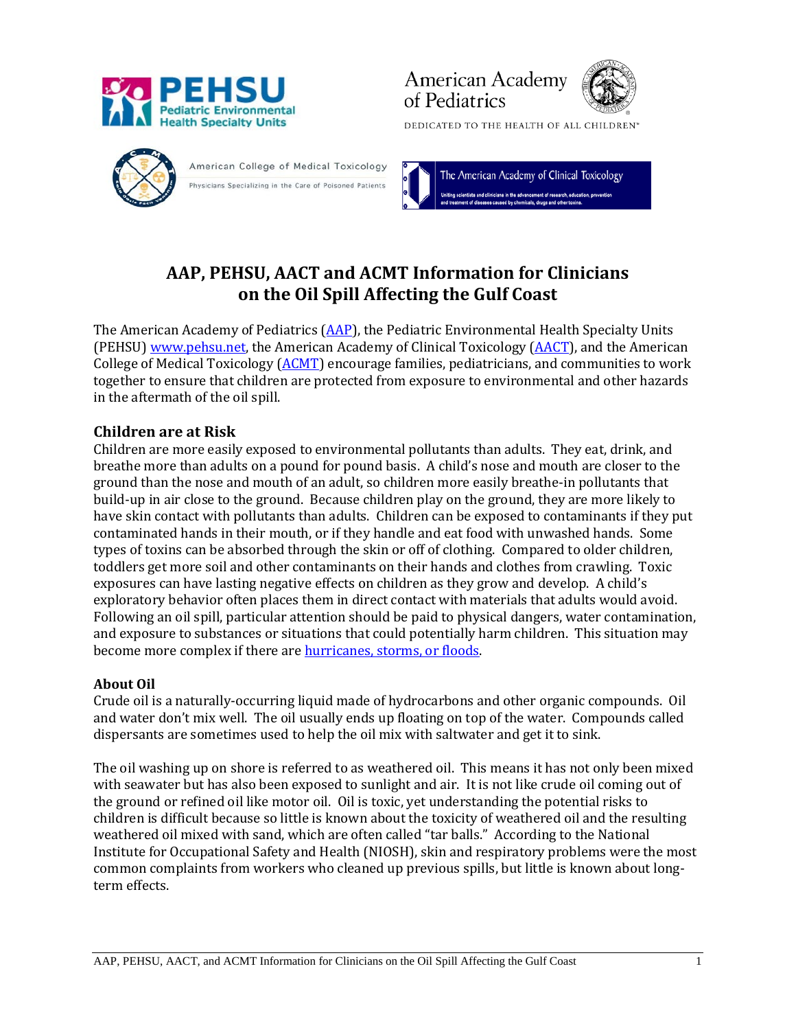# AAP, PEHSU, AACT and ACMT Information for Clinicians on the Oil Spill Affecting the Gulf Coast

The American Academy of Pediatrics (AAP), the Pediatric Environmental Health Specialty Units (PEHSU) www.pehsu.net, the American Academy of Clinical Toxicology (AACT), and the American College of Medical Toxicology (ACMT) encourage families, pediatricians, and communities to work together to ensure that children are protected from exposure to environmental and other hazards in the aftermath of the oil spill.

## Children are at Risk

Children are more easily exposed to environmental pollutants than adults. They eat, drink, and breathe more than adults on a pound for pound basis. A child's nose and mouth are closer to the ground than the nose and mouth of an adult, so children more easily breathe-in pollutants that build-up in air close to the ground. Because children play on the ground, they are more likely to have skin contact with pollutants than adults. Children can be exposed to contaminants if they put contaminated hands in their mouth, or if they handle and eat food with unwashed hands. Some types of toxins can be absorbed through the skin or off of clothing. Compared to older children, toddlers get more soil and other contaminants on their hands and clothes from crawling. Toxic exposures can have lasting negative effects on children as they grow and develop. A child's exploratory behavior often places them in direct contact with materials that adults would avoid. Following an oil spill, particular attention should be paid to physical dangers, water contamination, and exposure to substances or situations that could potentially harm children. This situation may become more complex if there are hurricanes, storms, or floods.

### About Oil

Crude oil is a naturally-occurring liquid made of hydrocarbons and other organic compounds. Oil and water don't mix well. The oil usually ends up floating on top of the water. Compounds called dispersants are sometimes used to help the oil mix with saltwater and get it to sink.

The oil washing up on shore is referred to as weathered oil. This means it has not only been mixed with seawater but has also been exposed to sunlight and air. It is not like crude oil coming out of the ground or refined oil like motor oil. Oil is toxic, yet understanding the potential risks to children is difficult because so little is known about the toxicity of weathered oil and the resulting weathered oil mixed with sand, which are often called "tar balls." According to the National Institute for Occupational Safety and Health (NIOSH), skin and respiratory problems were the most common complaints from workers who cleaned up previous spills, but little is known about long-term effects.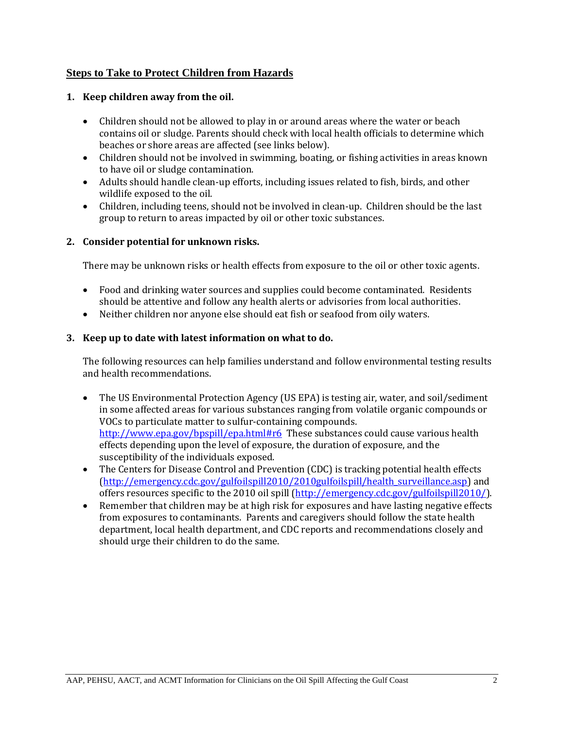## Steps to Take to Protect Children from Hazards

### 1. Keep children away from the oil.

- Children should not be allowed to play in or around areas where the water or beach contains oil or sludge. Parents should check with local health officials to determine which beaches or shore areas are affected (see links below).
- Children should not be involved in swimming, boating, or fishing activities in areas known to have oil or sludge contamination.
- Adults should handle clean-up efforts, including issues related to fish, birds, and other wildlife exposed to the oil.
- Children, including teens, should not be involved in clean-up. Children should be the last group to return to areas impacted by oil or other toxic substances.

### 2. Consider potential for unknown risks.

There may be unknown risks or health effects from exposure to the oil or other toxic agents.

- Food and drinking water sources and supplies could become contaminated. Residents should be attentive and follow any health alerts or advisories from local authorities.
- Neither children nor anyone else should eat fish or seafood from oily waters.

### 3. Keep up to date with latest information on what to do.

The following resources can help families understand and follow environmental testing results and health recommendations.

- The US Environmental Protection Agency (US EPA) is testing air, water, and soil/sediment in some affected areas for various substances ranging from volatile organic compounds or VOCs to particulate matter to sulfur-containing compounds. http://www.epa.gov/bpspill/epa.html#r6 These substances could cause various health effects depending upon the level of exposure, the duration of exposure, and the susceptibility of the individuals exposed.
- The Centers for Disease Control and Prevention (CDC) is tracking potential health effects (http://emergency.cdc.gov/gulfoilspill2010/2010gulfoilspill/health_surveillance.asp) and offers resources specific to the 2010 oil spill (http://emergency.cdc.gov/gulfoilspill2010/).
- Remember that children may be at high risk for exposures and have lasting negative effects from exposures to contaminants. Parents and caregivers should follow the state health department, local health department, and CDC reports and recommendations closely and should urge their children to do the same.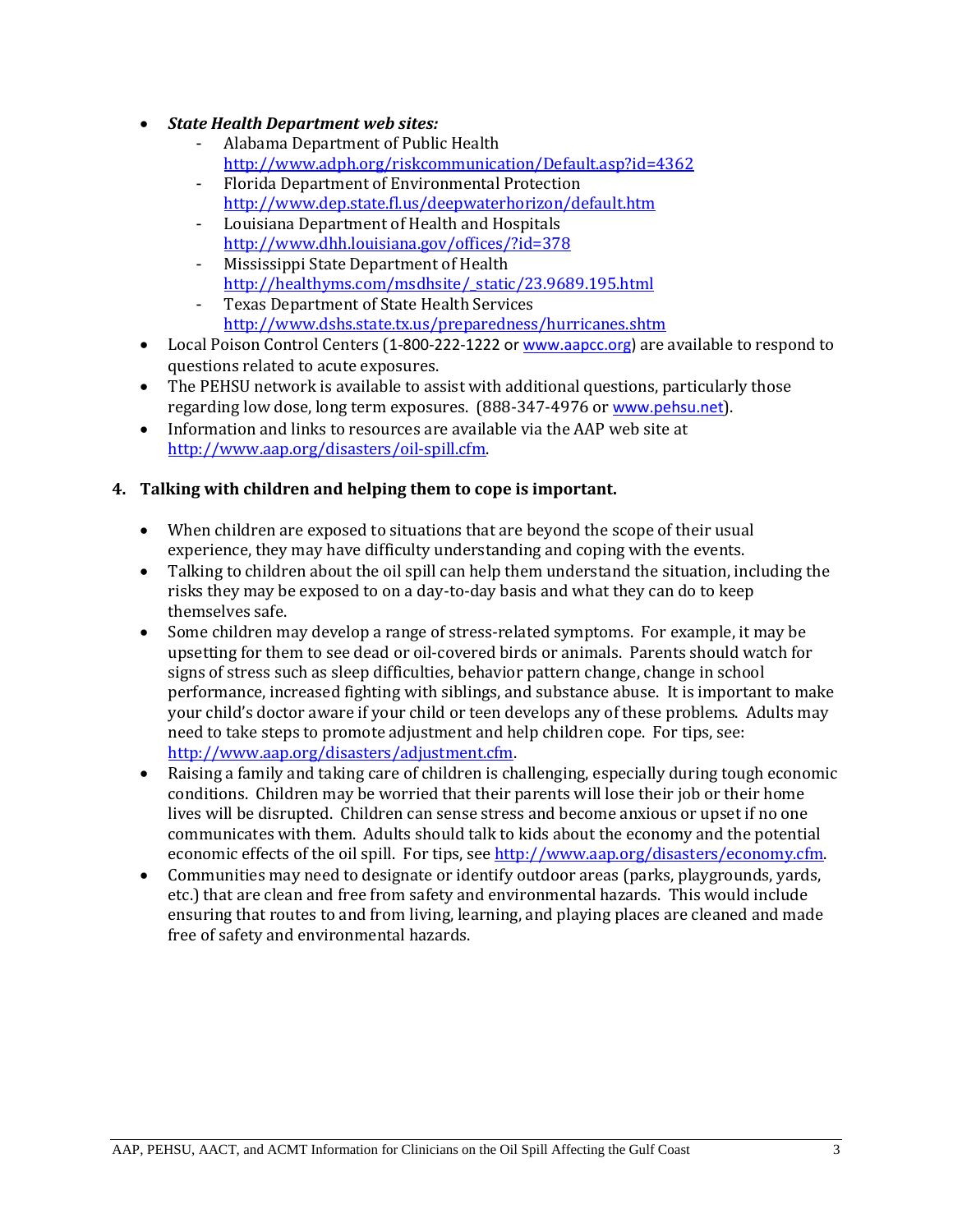- ***State Health Department web sites:***
  - Alabama Department of Public Health http://www.adph.org/riskcommunication/Default.asp?id=4362
  - Florida Department of Environmental Protection http://www.dep.state.fl.us/deepwaterhorizon/default.htm
  - Louisiana Department of Health and Hospitals http://www.dhh.louisiana.gov/offices/?id=378
  - Mississippi State Department of Health http://healthyms.com/msdhsite/_static/23.9689.195.html
  - Texas Department of State Health Services http://www.dshs.state.tx.us/preparedness/hurricanes.shtm
- Local Poison Control Centers (1-800-222-1222 or www.aapcc.org) are available to respond to questions related to acute exposures.
- The PEHSU network is available to assist with additional questions, particularly those regarding low dose, long term exposures. (888-347-4976 or www.pehsu.net).
- Information and links to resources are available via the AAP web site at http://www.aap.org/disasters/oil-spill.cfm.

**4. Talking with children and helping them to cope is important.**

- When children are exposed to situations that are beyond the scope of their usual experience, they may have difficulty understanding and coping with the events.
- Talking to children about the oil spill can help them understand the situation, including the risks they may be exposed to on a day-to-day basis and what they can do to keep themselves safe.
- Some children may develop a range of stress-related symptoms. For example, it may be upsetting for them to see dead or oil-covered birds or animals. Parents should watch for signs of stress such as sleep difficulties, behavior pattern change, change in school performance, increased fighting with siblings, and substance abuse. It is important to make your child's doctor aware if your child or teen develops any of these problems. Adults may need to take steps to promote adjustment and help children cope. For tips, see: http://www.aap.org/disasters/adjustment.cfm.
- Raising a family and taking care of children is challenging, especially during tough economic conditions. Children may be worried that their parents will lose their job or their home lives will be disrupted. Children can sense stress and become anxious or upset if no one communicates with them. Adults should talk to kids about the economy and the potential economic effects of the oil spill. For tips, see http://www.aap.org/disasters/economy.cfm.
- Communities may need to designate or identify outdoor areas (parks, playgrounds, yards, etc.) that are clean and free from safety and environmental hazards. This would include ensuring that routes to and from living, learning, and playing places are cleaned and made free of safety and environmental hazards.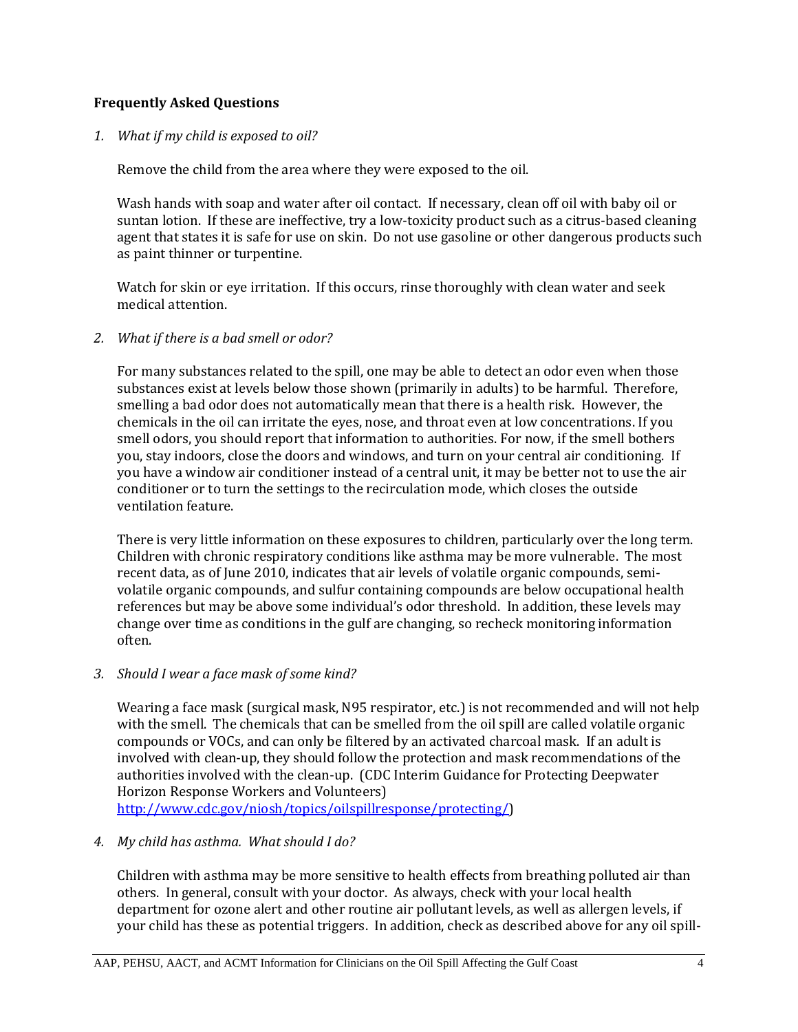**Frequently Asked Questions**

1. *What if my child is exposed to oil?*

   Remove the child from the area where they were exposed to the oil.

   Wash hands with soap and water after oil contact. If necessary, clean off oil with baby oil or suntan lotion. If these are ineffective, try a low-toxicity product such as a citrus-based cleaning agent that states it is safe for use on skin. Do not use gasoline or other dangerous products such as paint thinner or turpentine.

   Watch for skin or eye irritation. If this occurs, rinse thoroughly with clean water and seek medical attention.

2. *What if there is a bad smell or odor?*

   For many substances related to the spill, one may be able to detect an odor even when those substances exist at levels below those shown (primarily in adults) to be harmful. Therefore, smelling a bad odor does not automatically mean that there is a health risk. However, the chemicals in the oil can irritate the eyes, nose, and throat even at low concentrations. If you smell odors, you should report that information to authorities. For now, if the smell bothers you, stay indoors, close the doors and windows, and turn on your central air conditioning. If you have a window air conditioner instead of a central unit, it may be better not to use the air conditioner or to turn the settings to the recirculation mode, which closes the outside ventilation feature.

   There is very little information on these exposures to children, particularly over the long term. Children with chronic respiratory conditions like asthma may be more vulnerable. The most recent data, as of June 2010, indicates that air levels of volatile organic compounds, semi-volatile organic compounds, and sulfur containing compounds are below occupational health references but may be above some individual's odor threshold. In addition, these levels may change over time as conditions in the gulf are changing, so recheck monitoring information often.

3. *Should I wear a face mask of some kind?*

   Wearing a face mask (surgical mask, N95 respirator, etc.) is not recommended and will not help with the smell. The chemicals that can be smelled from the oil spill are called volatile organic compounds or VOCs, and can only be filtered by an activated charcoal mask. If an adult is involved with clean-up, they should follow the protection and mask recommendations of the authorities involved with the clean-up. (CDC Interim Guidance for Protecting Deepwater Horizon Response Workers and Volunteers) [http://www.cdc.gov/niosh/topics/oilspillresponse/protecting/](http://www.cdc.gov/niosh/topics/oilspillresponse/protecting/))

4. *My child has asthma. What should I do?*

   Children with asthma may be more sensitive to health effects from breathing polluted air than others. In general, consult with your doctor. As always, check with your local health department for ozone alert and other routine air pollutant levels, as well as allergen levels, if your child has these as potential triggers. In addition, check as described above for any oil spill-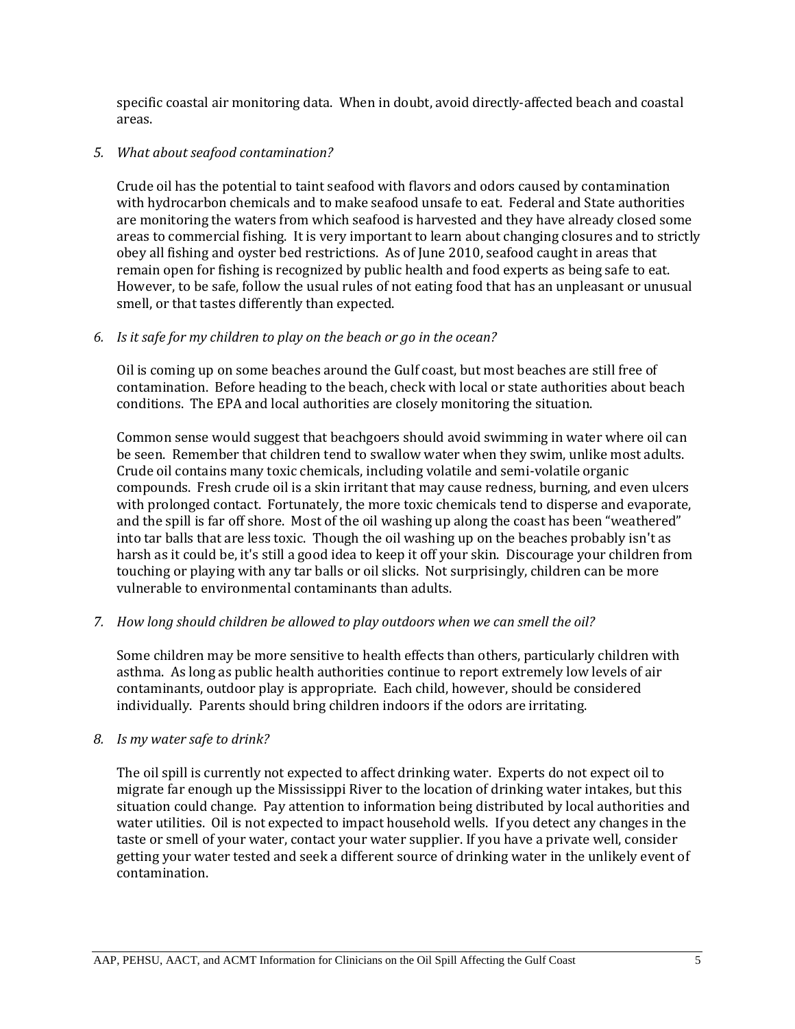specific coastal air monitoring data. When in doubt, avoid directly-affected beach and coastal areas.

5. *What about seafood contamination?*

   Crude oil has the potential to taint seafood with flavors and odors caused by contamination with hydrocarbon chemicals and to make seafood unsafe to eat. Federal and State authorities are monitoring the waters from which seafood is harvested and they have already closed some areas to commercial fishing. It is very important to learn about changing closures and to strictly obey all fishing and oyster bed restrictions. As of June 2010, seafood caught in areas that remain open for fishing is recognized by public health and food experts as being safe to eat. However, to be safe, follow the usual rules of not eating food that has an unpleasant or unusual smell, or that tastes differently than expected.

6. *Is it safe for my children to play on the beach or go in the ocean?*

   Oil is coming up on some beaches around the Gulf coast, but most beaches are still free of contamination. Before heading to the beach, check with local or state authorities about beach conditions. The EPA and local authorities are closely monitoring the situation.

   Common sense would suggest that beachgoers should avoid swimming in water where oil can be seen. Remember that children tend to swallow water when they swim, unlike most adults. Crude oil contains many toxic chemicals, including volatile and semi-volatile organic compounds. Fresh crude oil is a skin irritant that may cause redness, burning, and even ulcers with prolonged contact. Fortunately, the more toxic chemicals tend to disperse and evaporate, and the spill is far off shore. Most of the oil washing up along the coast has been "weathered" into tar balls that are less toxic. Though the oil washing up on the beaches probably isn't as harsh as it could be, it's still a good idea to keep it off your skin. Discourage your children from touching or playing with any tar balls or oil slicks. Not surprisingly, children can be more vulnerable to environmental contaminants than adults.

7. *How long should children be allowed to play outdoors when we can smell the oil?*

   Some children may be more sensitive to health effects than others, particularly children with asthma. As long as public health authorities continue to report extremely low levels of air contaminants, outdoor play is appropriate. Each child, however, should be considered individually. Parents should bring children indoors if the odors are irritating.

8. *Is my water safe to drink?*

   The oil spill is currently not expected to affect drinking water. Experts do not expect oil to migrate far enough up the Mississippi River to the location of drinking water intakes, but this situation could change. Pay attention to information being distributed by local authorities and water utilities. Oil is not expected to impact household wells. If you detect any changes in the taste or smell of your water, contact your water supplier. If you have a private well, consider getting your water tested and seek a different source of drinking water in the unlikely event of contamination.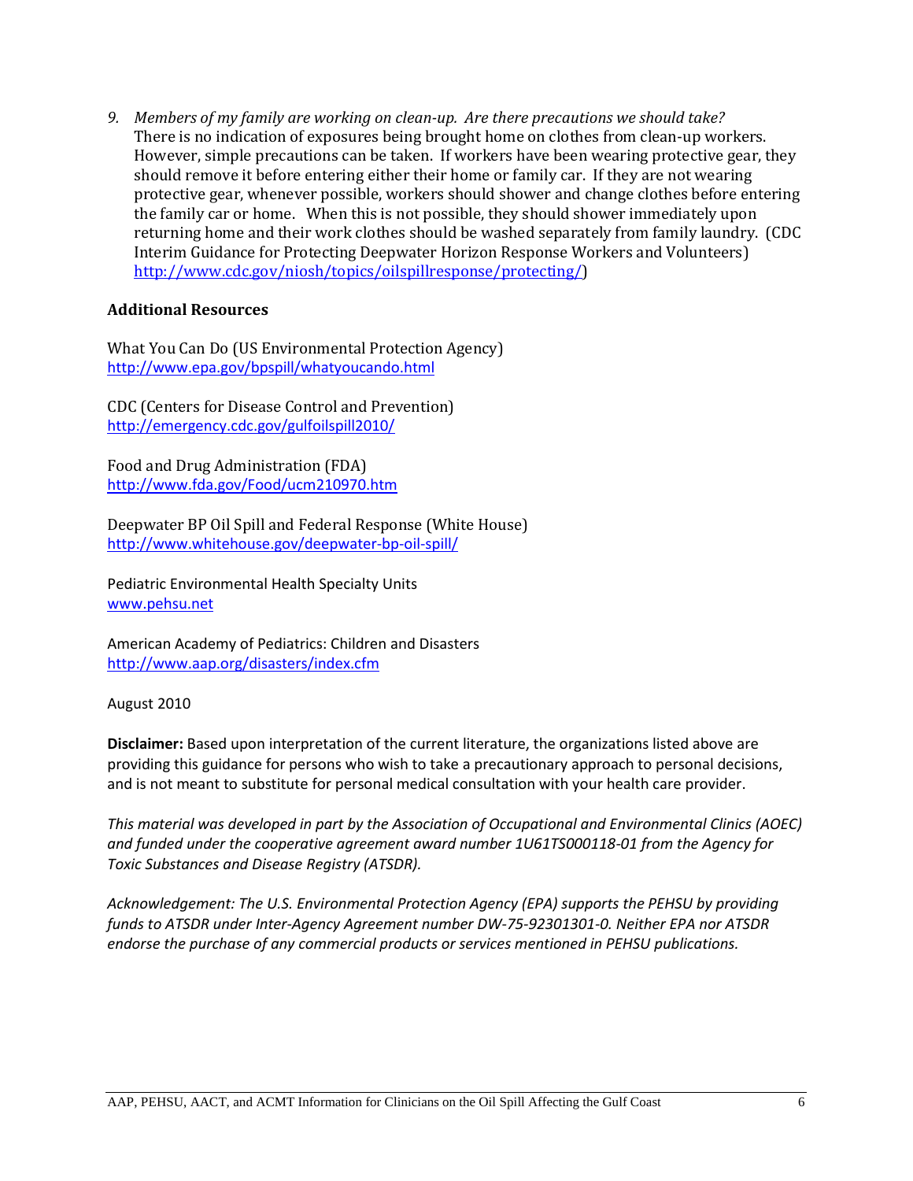9. *Members of my family are working on clean-up. Are there precautions we should take?*
   There is no indication of exposures being brought home on clothes from clean-up workers. However, simple precautions can be taken. If workers have been wearing protective gear, they should remove it before entering either their home or family car. If they are not wearing protective gear, whenever possible, workers should shower and change clothes before entering the family car or home. When this is not possible, they should shower immediately upon returning home and their work clothes should be washed separately from family laundry. (CDC Interim Guidance for Protecting Deepwater Horizon Response Workers and Volunteers) http://www.cdc.gov/niosh/topics/oilspillresponse/protecting/)

**Additional Resources**

What You Can Do (US Environmental Protection Agency)
http://www.epa.gov/bpspill/whatyoucando.html

CDC (Centers for Disease Control and Prevention)
http://emergency.cdc.gov/gulfoilspill2010/

Food and Drug Administration (FDA)
http://www.fda.gov/Food/ucm210970.htm

Deepwater BP Oil Spill and Federal Response (White House)
http://www.whitehouse.gov/deepwater-bp-oil-spill/

Pediatric Environmental Health Specialty Units
www.pehsu.net

American Academy of Pediatrics: Children and Disasters
http://www.aap.org/disasters/index.cfm

August 2010

**Disclaimer:** Based upon interpretation of the current literature, the organizations listed above are providing this guidance for persons who wish to take a precautionary approach to personal decisions, and is not meant to substitute for personal medical consultation with your health care provider.

*This material was developed in part by the Association of Occupational and Environmental Clinics (AOEC) and funded under the cooperative agreement award number 1U61TS000118-01 from the Agency for Toxic Substances and Disease Registry (ATSDR).*

*Acknowledgement: The U.S. Environmental Protection Agency (EPA) supports the PEHSU by providing funds to ATSDR under Inter-Agency Agreement number DW-75-92301301-0. Neither EPA nor ATSDR endorse the purchase of any commercial products or services mentioned in PEHSU publications.*